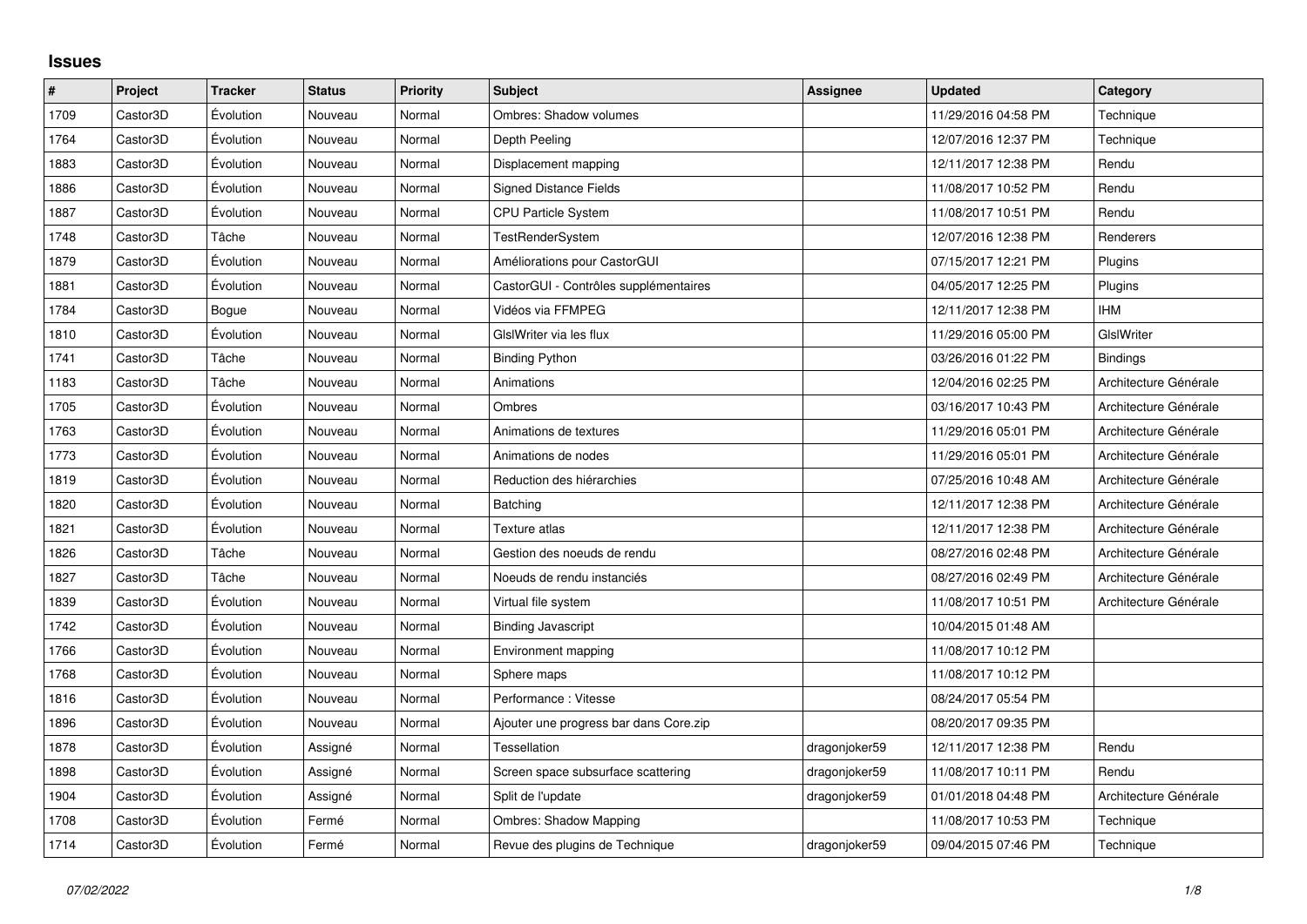## Issues

| # | Project | Tracker | Status | Priority | Subject | Assignee | Updated | Category |
|---|---|---|---|---|---|---|---|---|
| 1709 | Castor3D | Évolution | Nouveau | Normal | Ombres: Shadow volumes | | 11/29/2016 04:58 PM | Technique |
| 1764 | Castor3D | Évolution | Nouveau | Normal | Depth Peeling | | 12/07/2016 12:37 PM | Technique |
| 1883 | Castor3D | Évolution | Nouveau | Normal | Displacement mapping | | 12/11/2017 12:38 PM | Rendu |
| 1886 | Castor3D | Évolution | Nouveau | Normal | Signed Distance Fields | | 11/08/2017 10:52 PM | Rendu |
| 1887 | Castor3D | Évolution | Nouveau | Normal | CPU Particle System | | 11/08/2017 10:51 PM | Rendu |
| 1748 | Castor3D | Tâche | Nouveau | Normal | TestRenderSystem | | 12/07/2016 12:38 PM | Renderers |
| 1879 | Castor3D | Évolution | Nouveau | Normal | Améliorations pour CastorGUI | | 07/15/2017 12:21 PM | Plugins |
| 1881 | Castor3D | Évolution | Nouveau | Normal | CastorGUI - Contrôles supplémentaires | | 04/05/2017 12:25 PM | Plugins |
| 1784 | Castor3D | Bogue | Nouveau | Normal | Vidéos via FFMPEG | | 12/11/2017 12:38 PM | IHM |
| 1810 | Castor3D | Évolution | Nouveau | Normal | GlslWriter via les flux | | 11/29/2016 05:00 PM | GlslWriter |
| 1741 | Castor3D | Tâche | Nouveau | Normal | Binding Python | | 03/26/2016 01:22 PM | Bindings |
| 1183 | Castor3D | Tâche | Nouveau | Normal | Animations | | 12/04/2016 02:25 PM | Architecture Générale |
| 1705 | Castor3D | Évolution | Nouveau | Normal | Ombres | | 03/16/2017 10:43 PM | Architecture Générale |
| 1763 | Castor3D | Évolution | Nouveau | Normal | Animations de textures | | 11/29/2016 05:01 PM | Architecture Générale |
| 1773 | Castor3D | Évolution | Nouveau | Normal | Animations de nodes | | 11/29/2016 05:01 PM | Architecture Générale |
| 1819 | Castor3D | Évolution | Nouveau | Normal | Reduction des hiérarchies | | 07/25/2016 10:48 AM | Architecture Générale |
| 1820 | Castor3D | Évolution | Nouveau | Normal | Batching | | 12/11/2017 12:38 PM | Architecture Générale |
| 1821 | Castor3D | Évolution | Nouveau | Normal | Texture atlas | | 12/11/2017 12:38 PM | Architecture Générale |
| 1826 | Castor3D | Tâche | Nouveau | Normal | Gestion des noeuds de rendu | | 08/27/2016 02:48 PM | Architecture Générale |
| 1827 | Castor3D | Tâche | Nouveau | Normal | Noeuds de rendu instanciés | | 08/27/2016 02:49 PM | Architecture Générale |
| 1839 | Castor3D | Évolution | Nouveau | Normal | Virtual file system | | 11/08/2017 10:51 PM | Architecture Générale |
| 1742 | Castor3D | Évolution | Nouveau | Normal | Binding Javascript | | 10/04/2015 01:48 AM | |
| 1766 | Castor3D | Évolution | Nouveau | Normal | Environment mapping | | 11/08/2017 10:12 PM | |
| 1768 | Castor3D | Évolution | Nouveau | Normal | Sphere maps | | 11/08/2017 10:12 PM | |
| 1816 | Castor3D | Évolution | Nouveau | Normal | Performance : Vitesse | | 08/24/2017 05:54 PM | |
| 1896 | Castor3D | Évolution | Nouveau | Normal | Ajouter une progress bar dans Core.zip | | 08/20/2017 09:35 PM | |
| 1878 | Castor3D | Évolution | Assigné | Normal | Tessellation | dragonjoker59 | 12/11/2017 12:38 PM | Rendu |
| 1898 | Castor3D | Évolution | Assigné | Normal | Screen space subsurface scattering | dragonjoker59 | 11/08/2017 10:11 PM | Rendu |
| 1904 | Castor3D | Évolution | Assigné | Normal | Split de l'update | dragonjoker59 | 01/01/2018 04:48 PM | Architecture Générale |
| 1708 | Castor3D | Évolution | Fermé | Normal | Ombres: Shadow Mapping | | 11/08/2017 10:53 PM | Technique |
| 1714 | Castor3D | Évolution | Fermé | Normal | Revue des plugins de Technique | dragonjoker59 | 09/04/2015 07:46 PM | Technique |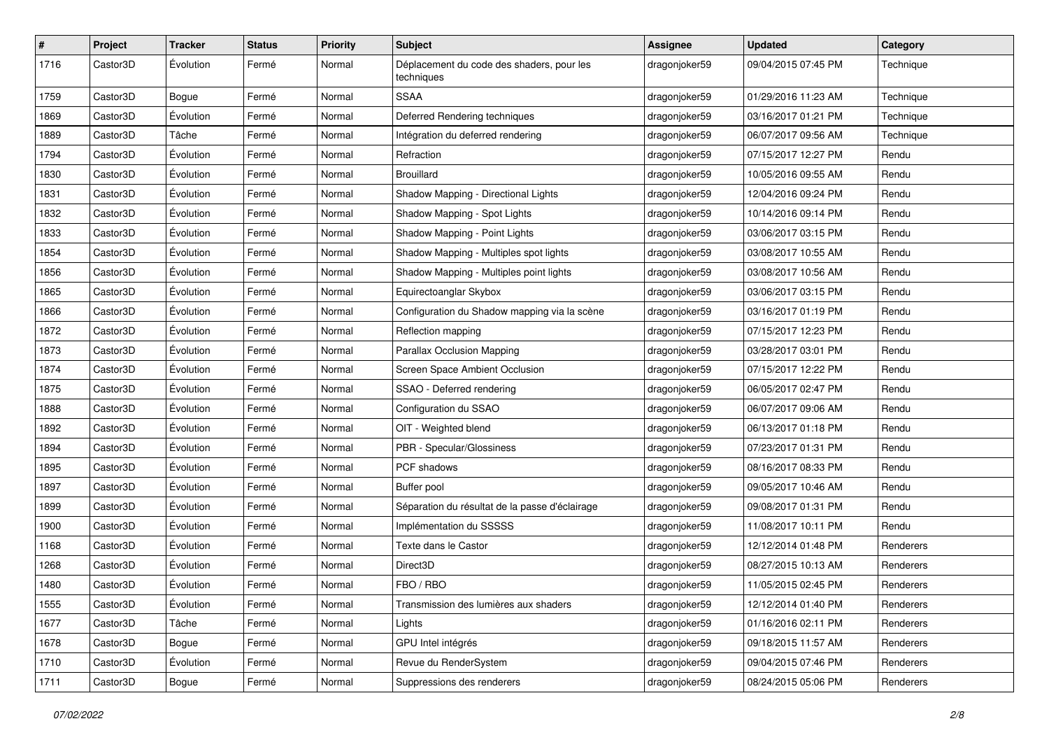| # | Project | Tracker | Status | Priority | Subject | Assignee | Updated | Category |
|---|---|---|---|---|---|---|---|---|
| 1716 | Castor3D | Évolution | Fermé | Normal | Déplacement du code des shaders, pour les techniques | dragonjoker59 | 09/04/2015 07:45 PM | Technique |
| 1759 | Castor3D | Bogue | Fermé | Normal | SSAA | dragonjoker59 | 01/29/2016 11:23 AM | Technique |
| 1869 | Castor3D | Évolution | Fermé | Normal | Deferred Rendering techniques | dragonjoker59 | 03/16/2017 01:21 PM | Technique |
| 1889 | Castor3D | Tâche | Fermé | Normal | Intégration du deferred rendering | dragonjoker59 | 06/07/2017 09:56 AM | Technique |
| 1794 | Castor3D | Évolution | Fermé | Normal | Refraction | dragonjoker59 | 07/15/2017 12:27 PM | Rendu |
| 1830 | Castor3D | Évolution | Fermé | Normal | Brouillard | dragonjoker59 | 10/05/2016 09:55 AM | Rendu |
| 1831 | Castor3D | Évolution | Fermé | Normal | Shadow Mapping - Directional Lights | dragonjoker59 | 12/04/2016 09:24 PM | Rendu |
| 1832 | Castor3D | Évolution | Fermé | Normal | Shadow Mapping - Spot Lights | dragonjoker59 | 10/14/2016 09:14 PM | Rendu |
| 1833 | Castor3D | Évolution | Fermé | Normal | Shadow Mapping - Point Lights | dragonjoker59 | 03/06/2017 03:15 PM | Rendu |
| 1854 | Castor3D | Évolution | Fermé | Normal | Shadow Mapping - Multiples spot lights | dragonjoker59 | 03/08/2017 10:55 AM | Rendu |
| 1856 | Castor3D | Évolution | Fermé | Normal | Shadow Mapping - Multiples point lights | dragonjoker59 | 03/08/2017 10:56 AM | Rendu |
| 1865 | Castor3D | Évolution | Fermé | Normal | Equirectoanglar Skybox | dragonjoker59 | 03/06/2017 03:15 PM | Rendu |
| 1866 | Castor3D | Évolution | Fermé | Normal | Configuration du Shadow mapping via la scène | dragonjoker59 | 03/16/2017 01:19 PM | Rendu |
| 1872 | Castor3D | Évolution | Fermé | Normal | Reflection mapping | dragonjoker59 | 07/15/2017 12:23 PM | Rendu |
| 1873 | Castor3D | Évolution | Fermé | Normal | Parallax Occlusion Mapping | dragonjoker59 | 03/28/2017 03:01 PM | Rendu |
| 1874 | Castor3D | Évolution | Fermé | Normal | Screen Space Ambient Occlusion | dragonjoker59 | 07/15/2017 12:22 PM | Rendu |
| 1875 | Castor3D | Évolution | Fermé | Normal | SSAO - Deferred rendering | dragonjoker59 | 06/05/2017 02:47 PM | Rendu |
| 1888 | Castor3D | Évolution | Fermé | Normal | Configuration du SSAO | dragonjoker59 | 06/07/2017 09:06 AM | Rendu |
| 1892 | Castor3D | Évolution | Fermé | Normal | OIT - Weighted blend | dragonjoker59 | 06/13/2017 01:18 PM | Rendu |
| 1894 | Castor3D | Évolution | Fermé | Normal | PBR - Specular/Glossiness | dragonjoker59 | 07/23/2017 01:31 PM | Rendu |
| 1895 | Castor3D | Évolution | Fermé | Normal | PCF shadows | dragonjoker59 | 08/16/2017 08:33 PM | Rendu |
| 1897 | Castor3D | Évolution | Fermé | Normal | Buffer pool | dragonjoker59 | 09/05/2017 10:46 AM | Rendu |
| 1899 | Castor3D | Évolution | Fermé | Normal | Séparation du résultat de la passe d'éclairage | dragonjoker59 | 09/08/2017 01:31 PM | Rendu |
| 1900 | Castor3D | Évolution | Fermé | Normal | Implémentation du SSSSS | dragonjoker59 | 11/08/2017 10:11 PM | Rendu |
| 1168 | Castor3D | Évolution | Fermé | Normal | Texte dans le Castor | dragonjoker59 | 12/12/2014 01:48 PM | Renderers |
| 1268 | Castor3D | Évolution | Fermé | Normal | Direct3D | dragonjoker59 | 08/27/2015 10:13 AM | Renderers |
| 1480 | Castor3D | Évolution | Fermé | Normal | FBO / RBO | dragonjoker59 | 11/05/2015 02:45 PM | Renderers |
| 1555 | Castor3D | Évolution | Fermé | Normal | Transmission des lumières aux shaders | dragonjoker59 | 12/12/2014 01:40 PM | Renderers |
| 1677 | Castor3D | Tâche | Fermé | Normal | Lights | dragonjoker59 | 01/16/2016 02:11 PM | Renderers |
| 1678 | Castor3D | Bogue | Fermé | Normal | GPU Intel intégrés | dragonjoker59 | 09/18/2015 11:57 AM | Renderers |
| 1710 | Castor3D | Évolution | Fermé | Normal | Revue du RenderSystem | dragonjoker59 | 09/04/2015 07:46 PM | Renderers |
| 1711 | Castor3D | Bogue | Fermé | Normal | Suppressions des renderers | dragonjoker59 | 08/24/2015 05:06 PM | Renderers |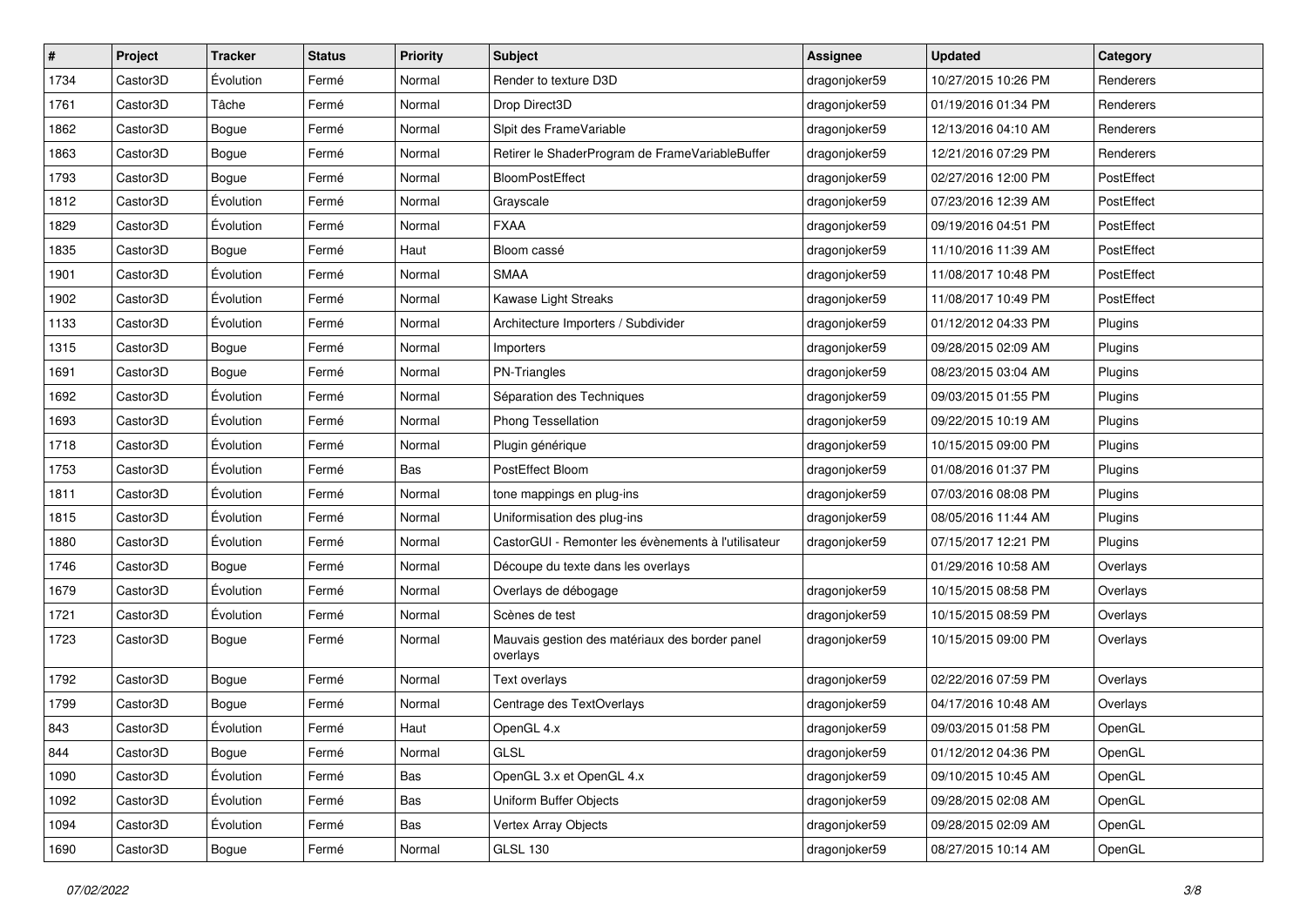| # | Project | Tracker | Status | Priority | Subject | Assignee | Updated | Category |
|---|---|---|---|---|---|---|---|---|
| 1734 | Castor3D | Évolution | Fermé | Normal | Render to texture D3D | dragonjoker59 | 10/27/2015 10:26 PM | Renderers |
| 1761 | Castor3D | Tâche | Fermé | Normal | Drop Direct3D | dragonjoker59 | 01/19/2016 01:34 PM | Renderers |
| 1862 | Castor3D | Bogue | Fermé | Normal | Slpit des FrameVariable | dragonjoker59 | 12/13/2016 04:10 AM | Renderers |
| 1863 | Castor3D | Bogue | Fermé | Normal | Retirer le ShaderProgram de FrameVariableBuffer | dragonjoker59 | 12/21/2016 07:29 PM | Renderers |
| 1793 | Castor3D | Bogue | Fermé | Normal | BloomPostEffect | dragonjoker59 | 02/27/2016 12:00 PM | PostEffect |
| 1812 | Castor3D | Évolution | Fermé | Normal | Grayscale | dragonjoker59 | 07/23/2016 12:39 AM | PostEffect |
| 1829 | Castor3D | Évolution | Fermé | Normal | FXAA | dragonjoker59 | 09/19/2016 04:51 PM | PostEffect |
| 1835 | Castor3D | Bogue | Fermé | Haut | Bloom cassé | dragonjoker59 | 11/10/2016 11:39 AM | PostEffect |
| 1901 | Castor3D | Évolution | Fermé | Normal | SMAA | dragonjoker59 | 11/08/2017 10:48 PM | PostEffect |
| 1902 | Castor3D | Évolution | Fermé | Normal | Kawase Light Streaks | dragonjoker59 | 11/08/2017 10:49 PM | PostEffect |
| 1133 | Castor3D | Évolution | Fermé | Normal | Architecture Importers / Subdivider | dragonjoker59 | 01/12/2012 04:33 PM | Plugins |
| 1315 | Castor3D | Bogue | Fermé | Normal | Importers | dragonjoker59 | 09/28/2015 02:09 AM | Plugins |
| 1691 | Castor3D | Bogue | Fermé | Normal | PN-Triangles | dragonjoker59 | 08/23/2015 03:04 AM | Plugins |
| 1692 | Castor3D | Évolution | Fermé | Normal | Séparation des Techniques | dragonjoker59 | 09/03/2015 01:55 PM | Plugins |
| 1693 | Castor3D | Évolution | Fermé | Normal | Phong Tessellation | dragonjoker59 | 09/22/2015 10:19 AM | Plugins |
| 1718 | Castor3D | Évolution | Fermé | Normal | Plugin générique | dragonjoker59 | 10/15/2015 09:00 PM | Plugins |
| 1753 | Castor3D | Évolution | Fermé | Bas | PostEffect Bloom | dragonjoker59 | 01/08/2016 01:37 PM | Plugins |
| 1811 | Castor3D | Évolution | Fermé | Normal | tone mappings en plug-ins | dragonjoker59 | 07/03/2016 08:08 PM | Plugins |
| 1815 | Castor3D | Évolution | Fermé | Normal | Uniformisation des plug-ins | dragonjoker59 | 08/05/2016 11:44 AM | Plugins |
| 1880 | Castor3D | Évolution | Fermé | Normal | CastorGUI - Remonter les évènements à l'utilisateur | dragonjoker59 | 07/15/2017 12:21 PM | Plugins |
| 1746 | Castor3D | Bogue | Fermé | Normal | Découpe du texte dans les overlays | | 01/29/2016 10:58 AM | Overlays |
| 1679 | Castor3D | Évolution | Fermé | Normal | Overlays de débogage | dragonjoker59 | 10/15/2015 08:58 PM | Overlays |
| 1721 | Castor3D | Évolution | Fermé | Normal | Scènes de test | dragonjoker59 | 10/15/2015 08:59 PM | Overlays |
| 1723 | Castor3D | Bogue | Fermé | Normal | Mauvais gestion des matériaux des border panel overlays | dragonjoker59 | 10/15/2015 09:00 PM | Overlays |
| 1792 | Castor3D | Bogue | Fermé | Normal | Text overlays | dragonjoker59 | 02/22/2016 07:59 PM | Overlays |
| 1799 | Castor3D | Bogue | Fermé | Normal | Centrage des TextOverlays | dragonjoker59 | 04/17/2016 10:48 AM | Overlays |
| 843 | Castor3D | Évolution | Fermé | Haut | OpenGL 4.x | dragonjoker59 | 09/03/2015 01:58 PM | OpenGL |
| 844 | Castor3D | Bogue | Fermé | Normal | GLSL | dragonjoker59 | 01/12/2012 04:36 PM | OpenGL |
| 1090 | Castor3D | Évolution | Fermé | Bas | OpenGL 3.x et OpenGL 4.x | dragonjoker59 | 09/10/2015 10:45 AM | OpenGL |
| 1092 | Castor3D | Évolution | Fermé | Bas | Uniform Buffer Objects | dragonjoker59 | 09/28/2015 02:08 AM | OpenGL |
| 1094 | Castor3D | Évolution | Fermé | Bas | Vertex Array Objects | dragonjoker59 | 09/28/2015 02:09 AM | OpenGL |
| 1690 | Castor3D | Bogue | Fermé | Normal | GLSL 130 | dragonjoker59 | 08/27/2015 10:14 AM | OpenGL |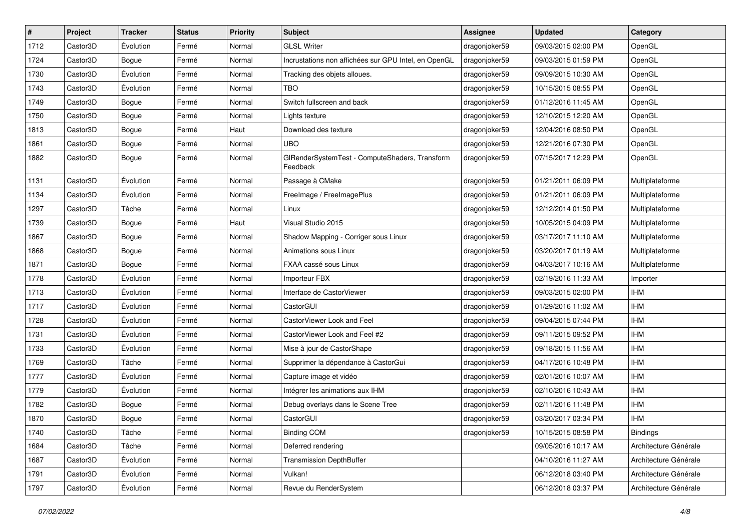| # | Project | Tracker | Status | Priority | Subject | Assignee | Updated | Category |
|---|---|---|---|---|---|---|---|---|
| 1712 | Castor3D | Évolution | Fermé | Normal | GLSL Writer | dragonjoker59 | 09/03/2015 02:00 PM | OpenGL |
| 1724 | Castor3D | Bogue | Fermé | Normal | Incrustations non affichées sur GPU Intel, en OpenGL | dragonjoker59 | 09/03/2015 01:59 PM | OpenGL |
| 1730 | Castor3D | Évolution | Fermé | Normal | Tracking des objets alloues. | dragonjoker59 | 09/09/2015 10:30 AM | OpenGL |
| 1743 | Castor3D | Évolution | Fermé | Normal | TBO | dragonjoker59 | 10/15/2015 08:55 PM | OpenGL |
| 1749 | Castor3D | Bogue | Fermé | Normal | Switch fullscreen and back | dragonjoker59 | 01/12/2016 11:45 AM | OpenGL |
| 1750 | Castor3D | Bogue | Fermé | Normal | Lights texture | dragonjoker59 | 12/10/2015 12:20 AM | OpenGL |
| 1813 | Castor3D | Bogue | Fermé | Haut | Download des texture | dragonjoker59 | 12/04/2016 08:50 PM | OpenGL |
| 1861 | Castor3D | Bogue | Fermé | Normal | UBO | dragonjoker59 | 12/21/2016 07:30 PM | OpenGL |
| 1882 | Castor3D | Bogue | Fermé | Normal | GlRenderSystemTest - ComputeShaders, Transform Feedback | dragonjoker59 | 07/15/2017 12:29 PM | OpenGL |
| 1131 | Castor3D | Évolution | Fermé | Normal | Passage à CMake | dragonjoker59 | 01/21/2011 06:09 PM | Multiplateforme |
| 1134 | Castor3D | Évolution | Fermé | Normal | FreeImage / FreeImagePlus | dragonjoker59 | 01/21/2011 06:09 PM | Multiplateforme |
| 1297 | Castor3D | Tâche | Fermé | Normal | Linux | dragonjoker59 | 12/12/2014 01:50 PM | Multiplateforme |
| 1739 | Castor3D | Bogue | Fermé | Haut | Visual Studio 2015 | dragonjoker59 | 10/05/2015 04:09 PM | Multiplateforme |
| 1867 | Castor3D | Bogue | Fermé | Normal | Shadow Mapping - Corriger sous Linux | dragonjoker59 | 03/17/2017 11:10 AM | Multiplateforme |
| 1868 | Castor3D | Bogue | Fermé | Normal | Animations sous Linux | dragonjoker59 | 03/20/2017 01:19 AM | Multiplateforme |
| 1871 | Castor3D | Bogue | Fermé | Normal | FXAA cassé sous Linux | dragonjoker59 | 04/03/2017 10:16 AM | Multiplateforme |
| 1778 | Castor3D | Évolution | Fermé | Normal | Importeur FBX | dragonjoker59 | 02/19/2016 11:33 AM | Importer |
| 1713 | Castor3D | Évolution | Fermé | Normal | Interface de CastorViewer | dragonjoker59 | 09/03/2015 02:00 PM | IHM |
| 1717 | Castor3D | Évolution | Fermé | Normal | CastorGUI | dragonjoker59 | 01/29/2016 11:02 AM | IHM |
| 1728 | Castor3D | Évolution | Fermé | Normal | CastorViewer Look and Feel | dragonjoker59 | 09/04/2015 07:44 PM | IHM |
| 1731 | Castor3D | Évolution | Fermé | Normal | CastorViewer Look and Feel #2 | dragonjoker59 | 09/11/2015 09:52 PM | IHM |
| 1733 | Castor3D | Évolution | Fermé | Normal | Mise à jour de CastorShape | dragonjoker59 | 09/18/2015 11:56 AM | IHM |
| 1769 | Castor3D | Tâche | Fermé | Normal | Supprimer la dépendance à CastorGui | dragonjoker59 | 04/17/2016 10:48 PM | IHM |
| 1777 | Castor3D | Évolution | Fermé | Normal | Capture image et vidéo | dragonjoker59 | 02/01/2016 10:07 AM | IHM |
| 1779 | Castor3D | Évolution | Fermé | Normal | Intégrer les animations aux IHM | dragonjoker59 | 02/10/2016 10:43 AM | IHM |
| 1782 | Castor3D | Bogue | Fermé | Normal | Debug overlays dans le Scene Tree | dragonjoker59 | 02/11/2016 11:48 PM | IHM |
| 1870 | Castor3D | Bogue | Fermé | Normal | CastorGUI | dragonjoker59 | 03/20/2017 03:34 PM | IHM |
| 1740 | Castor3D | Tâche | Fermé | Normal | Binding COM | dragonjoker59 | 10/15/2015 08:58 PM | Bindings |
| 1684 | Castor3D | Tâche | Fermé | Normal | Deferred rendering | | 09/05/2016 10:17 AM | Architecture Générale |
| 1687 | Castor3D | Évolution | Fermé | Normal | Transmission DepthBuffer | | 04/10/2016 11:27 AM | Architecture Générale |
| 1791 | Castor3D | Évolution | Fermé | Normal | Vulkan! | | 06/12/2018 03:40 PM | Architecture Générale |
| 1797 | Castor3D | Évolution | Fermé | Normal | Revue du RenderSystem | | 06/12/2018 03:37 PM | Architecture Générale |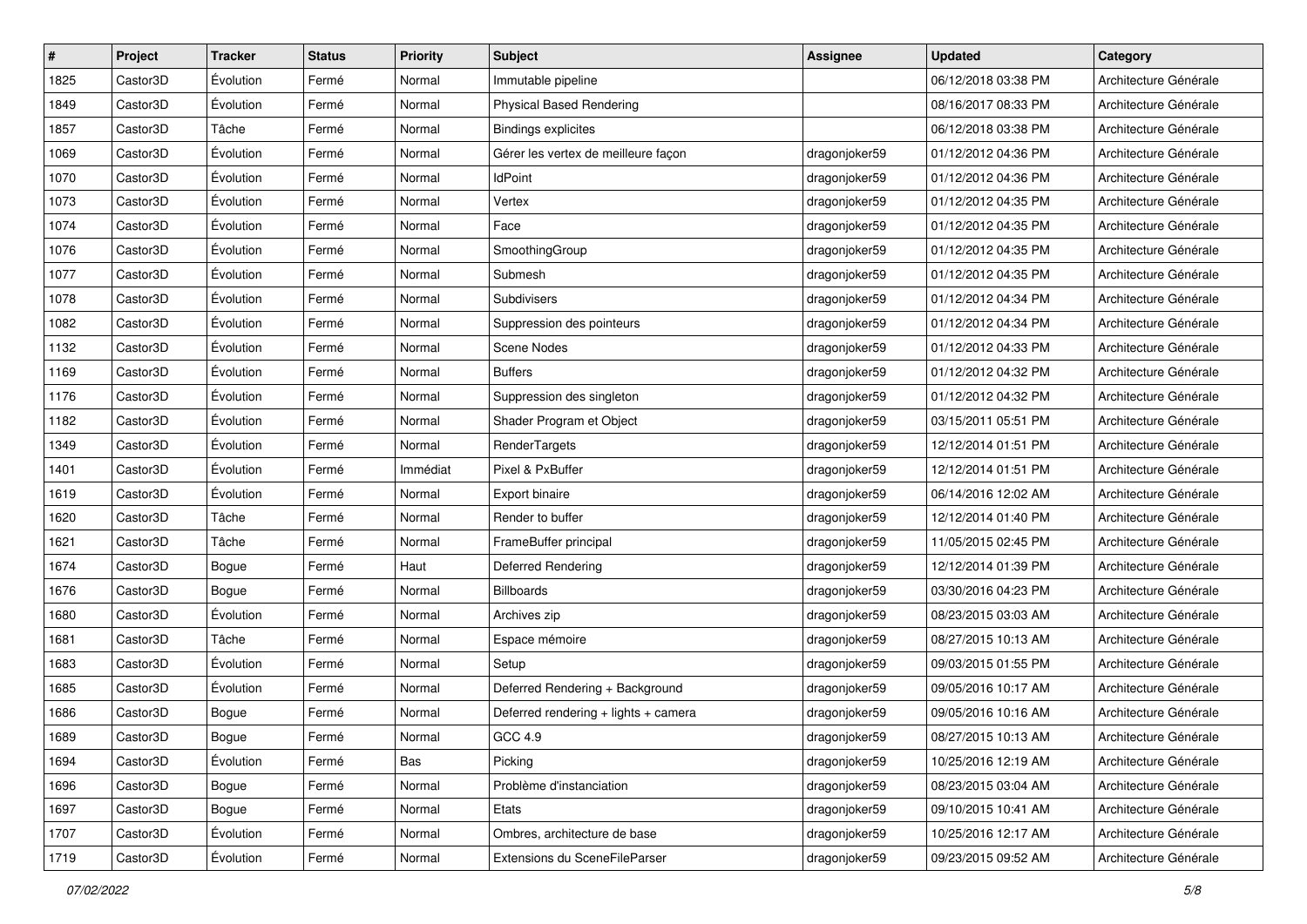| # | Project | Tracker | Status | Priority | Subject | Assignee | Updated | Category |
|---|---|---|---|---|---|---|---|---|
| 1825 | Castor3D | Évolution | Fermé | Normal | Immutable pipeline | | 06/12/2018 03:38 PM | Architecture Générale |
| 1849 | Castor3D | Évolution | Fermé | Normal | Physical Based Rendering | | 08/16/2017 08:33 PM | Architecture Générale |
| 1857 | Castor3D | Tâche | Fermé | Normal | Bindings explicites | | 06/12/2018 03:38 PM | Architecture Générale |
| 1069 | Castor3D | Évolution | Fermé | Normal | Gérer les vertex de meilleure façon | dragonjoker59 | 01/12/2012 04:36 PM | Architecture Générale |
| 1070 | Castor3D | Évolution | Fermé | Normal | IdPoint | dragonjoker59 | 01/12/2012 04:36 PM | Architecture Générale |
| 1073 | Castor3D | Évolution | Fermé | Normal | Vertex | dragonjoker59 | 01/12/2012 04:35 PM | Architecture Générale |
| 1074 | Castor3D | Évolution | Fermé | Normal | Face | dragonjoker59 | 01/12/2012 04:35 PM | Architecture Générale |
| 1076 | Castor3D | Évolution | Fermé | Normal | SmoothingGroup | dragonjoker59 | 01/12/2012 04:35 PM | Architecture Générale |
| 1077 | Castor3D | Évolution | Fermé | Normal | Submesh | dragonjoker59 | 01/12/2012 04:35 PM | Architecture Générale |
| 1078 | Castor3D | Évolution | Fermé | Normal | Subdivisers | dragonjoker59 | 01/12/2012 04:34 PM | Architecture Générale |
| 1082 | Castor3D | Évolution | Fermé | Normal | Suppression des pointeurs | dragonjoker59 | 01/12/2012 04:34 PM | Architecture Générale |
| 1132 | Castor3D | Évolution | Fermé | Normal | Scene Nodes | dragonjoker59 | 01/12/2012 04:33 PM | Architecture Générale |
| 1169 | Castor3D | Évolution | Fermé | Normal | Buffers | dragonjoker59 | 01/12/2012 04:32 PM | Architecture Générale |
| 1176 | Castor3D | Évolution | Fermé | Normal | Suppression des singleton | dragonjoker59 | 01/12/2012 04:32 PM | Architecture Générale |
| 1182 | Castor3D | Évolution | Fermé | Normal | Shader Program et Object | dragonjoker59 | 03/15/2011 05:51 PM | Architecture Générale |
| 1349 | Castor3D | Évolution | Fermé | Normal | RenderTargets | dragonjoker59 | 12/12/2014 01:51 PM | Architecture Générale |
| 1401 | Castor3D | Évolution | Fermé | Immédiat | Pixel & PxBuffer | dragonjoker59 | 12/12/2014 01:51 PM | Architecture Générale |
| 1619 | Castor3D | Évolution | Fermé | Normal | Export binaire | dragonjoker59 | 06/14/2016 12:02 AM | Architecture Générale |
| 1620 | Castor3D | Tâche | Fermé | Normal | Render to buffer | dragonjoker59 | 12/12/2014 01:40 PM | Architecture Générale |
| 1621 | Castor3D | Tâche | Fermé | Normal | FrameBuffer principal | dragonjoker59 | 11/05/2015 02:45 PM | Architecture Générale |
| 1674 | Castor3D | Bogue | Fermé | Haut | Deferred Rendering | dragonjoker59 | 12/12/2014 01:39 PM | Architecture Générale |
| 1676 | Castor3D | Bogue | Fermé | Normal | Billboards | dragonjoker59 | 03/30/2016 04:23 PM | Architecture Générale |
| 1680 | Castor3D | Évolution | Fermé | Normal | Archives zip | dragonjoker59 | 08/23/2015 03:03 AM | Architecture Générale |
| 1681 | Castor3D | Tâche | Fermé | Normal | Espace mémoire | dragonjoker59 | 08/27/2015 10:13 AM | Architecture Générale |
| 1683 | Castor3D | Évolution | Fermé | Normal | Setup | dragonjoker59 | 09/03/2015 01:55 PM | Architecture Générale |
| 1685 | Castor3D | Évolution | Fermé | Normal | Deferred Rendering + Background | dragonjoker59 | 09/05/2016 10:17 AM | Architecture Générale |
| 1686 | Castor3D | Bogue | Fermé | Normal | Deferred rendering + lights + camera | dragonjoker59 | 09/05/2016 10:16 AM | Architecture Générale |
| 1689 | Castor3D | Bogue | Fermé | Normal | GCC 4.9 | dragonjoker59 | 08/27/2015 10:13 AM | Architecture Générale |
| 1694 | Castor3D | Évolution | Fermé | Bas | Picking | dragonjoker59 | 10/25/2016 12:19 AM | Architecture Générale |
| 1696 | Castor3D | Bogue | Fermé | Normal | Problème d'instanciation | dragonjoker59 | 08/23/2015 03:04 AM | Architecture Générale |
| 1697 | Castor3D | Bogue | Fermé | Normal | Etats | dragonjoker59 | 09/10/2015 10:41 AM | Architecture Générale |
| 1707 | Castor3D | Évolution | Fermé | Normal | Ombres, architecture de base | dragonjoker59 | 10/25/2016 12:17 AM | Architecture Générale |
| 1719 | Castor3D | Évolution | Fermé | Normal | Extensions du SceneFileParser | dragonjoker59 | 09/23/2015 09:52 AM | Architecture Générale |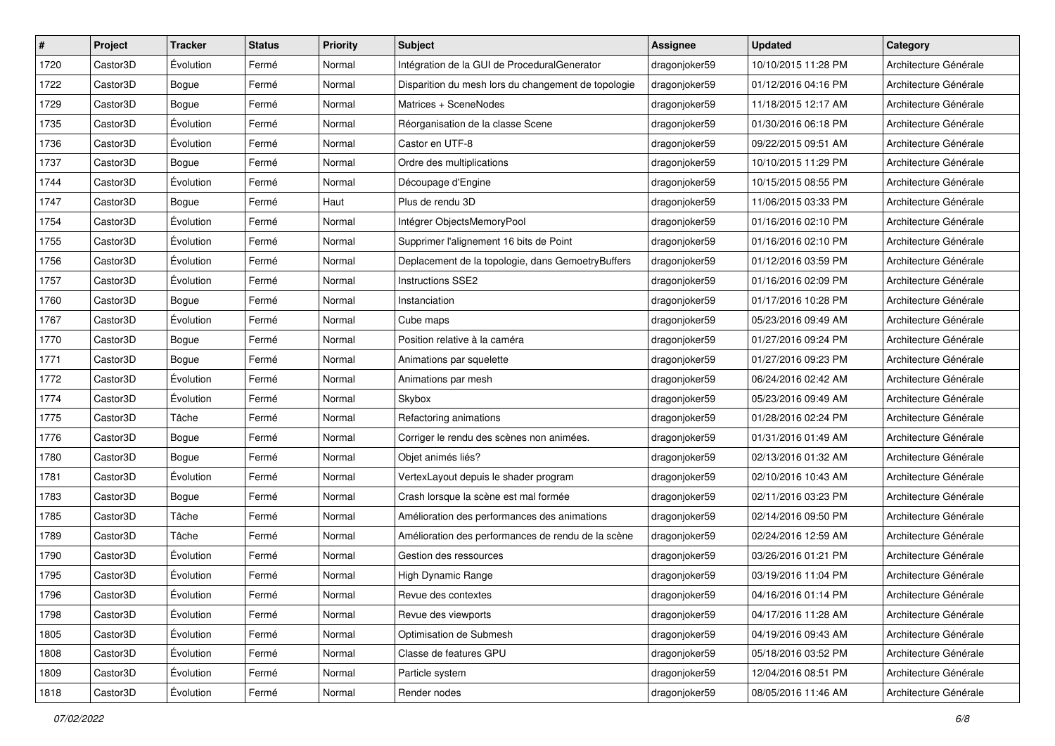| # | Project | Tracker | Status | Priority | Subject | Assignee | Updated | Category |
|---|---|---|---|---|---|---|---|---|
| 1720 | Castor3D | Évolution | Fermé | Normal | Intégration de la GUI de ProceduralGenerator | dragonjoker59 | 10/10/2015 11:28 PM | Architecture Générale |
| 1722 | Castor3D | Bogue | Fermé | Normal | Disparition du mesh lors du changement de topologie | dragonjoker59 | 01/12/2016 04:16 PM | Architecture Générale |
| 1729 | Castor3D | Bogue | Fermé | Normal | Matrices + SceneNodes | dragonjoker59 | 11/18/2015 12:17 AM | Architecture Générale |
| 1735 | Castor3D | Évolution | Fermé | Normal | Réorganisation de la classe Scene | dragonjoker59 | 01/30/2016 06:18 PM | Architecture Générale |
| 1736 | Castor3D | Évolution | Fermé | Normal | Castor en UTF-8 | dragonjoker59 | 09/22/2015 09:51 AM | Architecture Générale |
| 1737 | Castor3D | Bogue | Fermé | Normal | Ordre des multiplications | dragonjoker59 | 10/10/2015 11:29 PM | Architecture Générale |
| 1744 | Castor3D | Évolution | Fermé | Normal | Découpage d'Engine | dragonjoker59 | 10/15/2015 08:55 PM | Architecture Générale |
| 1747 | Castor3D | Bogue | Fermé | Haut | Plus de rendu 3D | dragonjoker59 | 11/06/2015 03:33 PM | Architecture Générale |
| 1754 | Castor3D | Évolution | Fermé | Normal | Intégrer ObjectsMemoryPool | dragonjoker59 | 01/16/2016 02:10 PM | Architecture Générale |
| 1755 | Castor3D | Évolution | Fermé | Normal | Supprimer l'alignement 16 bits de Point | dragonjoker59 | 01/16/2016 02:10 PM | Architecture Générale |
| 1756 | Castor3D | Évolution | Fermé | Normal | Deplacement de la topologie, dans GemoetryBuffers | dragonjoker59 | 01/12/2016 03:59 PM | Architecture Générale |
| 1757 | Castor3D | Évolution | Fermé | Normal | Instructions SSE2 | dragonjoker59 | 01/16/2016 02:09 PM | Architecture Générale |
| 1760 | Castor3D | Bogue | Fermé | Normal | Instanciation | dragonjoker59 | 01/17/2016 10:28 PM | Architecture Générale |
| 1767 | Castor3D | Évolution | Fermé | Normal | Cube maps | dragonjoker59 | 05/23/2016 09:49 AM | Architecture Générale |
| 1770 | Castor3D | Bogue | Fermé | Normal | Position relative à la caméra | dragonjoker59 | 01/27/2016 09:24 PM | Architecture Générale |
| 1771 | Castor3D | Bogue | Fermé | Normal | Animations par squelette | dragonjoker59 | 01/27/2016 09:23 PM | Architecture Générale |
| 1772 | Castor3D | Évolution | Fermé | Normal | Animations par mesh | dragonjoker59 | 06/24/2016 02:42 AM | Architecture Générale |
| 1774 | Castor3D | Évolution | Fermé | Normal | Skybox | dragonjoker59 | 05/23/2016 09:49 AM | Architecture Générale |
| 1775 | Castor3D | Tâche | Fermé | Normal | Refactoring animations | dragonjoker59 | 01/28/2016 02:24 PM | Architecture Générale |
| 1776 | Castor3D | Bogue | Fermé | Normal | Corriger le rendu des scènes non animées. | dragonjoker59 | 01/31/2016 01:49 AM | Architecture Générale |
| 1780 | Castor3D | Bogue | Fermé | Normal | Objet animés liés? | dragonjoker59 | 02/13/2016 01:32 AM | Architecture Générale |
| 1781 | Castor3D | Évolution | Fermé | Normal | VertexLayout depuis le shader program | dragonjoker59 | 02/10/2016 10:43 AM | Architecture Générale |
| 1783 | Castor3D | Bogue | Fermé | Normal | Crash lorsque la scène est mal formée | dragonjoker59 | 02/11/2016 03:23 PM | Architecture Générale |
| 1785 | Castor3D | Tâche | Fermé | Normal | Amélioration des performances des animations | dragonjoker59 | 02/14/2016 09:50 PM | Architecture Générale |
| 1789 | Castor3D | Tâche | Fermé | Normal | Amélioration des performances de rendu de la scène | dragonjoker59 | 02/24/2016 12:59 AM | Architecture Générale |
| 1790 | Castor3D | Évolution | Fermé | Normal | Gestion des ressources | dragonjoker59 | 03/26/2016 01:21 PM | Architecture Générale |
| 1795 | Castor3D | Évolution | Fermé | Normal | High Dynamic Range | dragonjoker59 | 03/19/2016 11:04 PM | Architecture Générale |
| 1796 | Castor3D | Évolution | Fermé | Normal | Revue des contextes | dragonjoker59 | 04/16/2016 01:14 PM | Architecture Générale |
| 1798 | Castor3D | Évolution | Fermé | Normal | Revue des viewports | dragonjoker59 | 04/17/2016 11:28 AM | Architecture Générale |
| 1805 | Castor3D | Évolution | Fermé | Normal | Optimisation de Submesh | dragonjoker59 | 04/19/2016 09:43 AM | Architecture Générale |
| 1808 | Castor3D | Évolution | Fermé | Normal | Classe de features GPU | dragonjoker59 | 05/18/2016 03:52 PM | Architecture Générale |
| 1809 | Castor3D | Évolution | Fermé | Normal | Particle system | dragonjoker59 | 12/04/2016 08:51 PM | Architecture Générale |
| 1818 | Castor3D | Évolution | Fermé | Normal | Render nodes | dragonjoker59 | 08/05/2016 11:46 AM | Architecture Générale |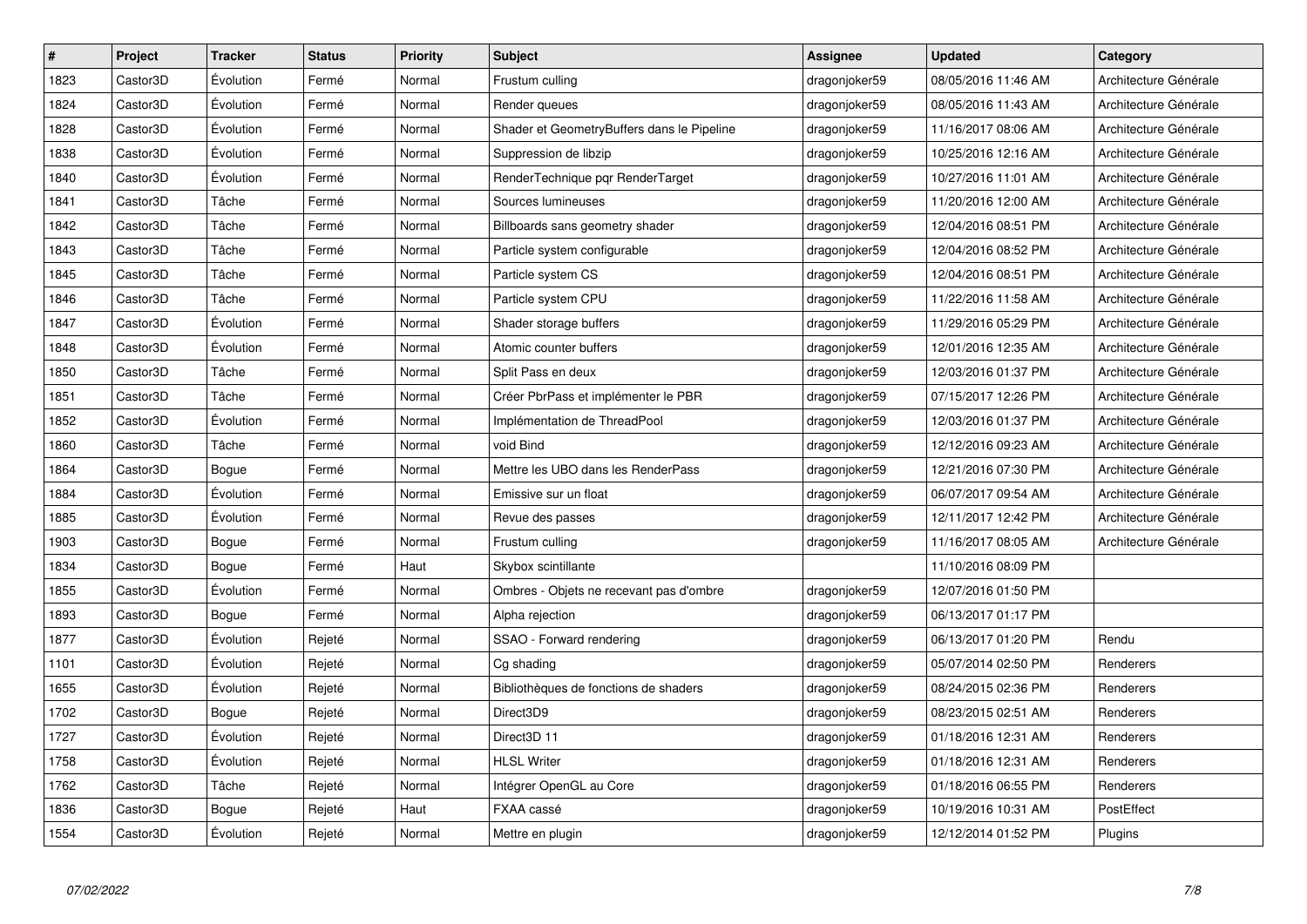| # | Project | Tracker | Status | Priority | Subject | Assignee | Updated | Category |
|---|---|---|---|---|---|---|---|---|
| 1823 | Castor3D | Évolution | Fermé | Normal | Frustum culling | dragonjoker59 | 08/05/2016 11:46 AM | Architecture Générale |
| 1824 | Castor3D | Évolution | Fermé | Normal | Render queues | dragonjoker59 | 08/05/2016 11:43 AM | Architecture Générale |
| 1828 | Castor3D | Évolution | Fermé | Normal | Shader et GeometryBuffers dans le Pipeline | dragonjoker59 | 11/16/2017 08:06 AM | Architecture Générale |
| 1838 | Castor3D | Évolution | Fermé | Normal | Suppression de libzip | dragonjoker59 | 10/25/2016 12:16 AM | Architecture Générale |
| 1840 | Castor3D | Évolution | Fermé | Normal | RenderTechnique pqr RenderTarget | dragonjoker59 | 10/27/2016 11:01 AM | Architecture Générale |
| 1841 | Castor3D | Tâche | Fermé | Normal | Sources lumineuses | dragonjoker59 | 11/20/2016 12:00 AM | Architecture Générale |
| 1842 | Castor3D | Tâche | Fermé | Normal | Billboards sans geometry shader | dragonjoker59 | 12/04/2016 08:51 PM | Architecture Générale |
| 1843 | Castor3D | Tâche | Fermé | Normal | Particle system configurable | dragonjoker59 | 12/04/2016 08:52 PM | Architecture Générale |
| 1845 | Castor3D | Tâche | Fermé | Normal | Particle system CS | dragonjoker59 | 12/04/2016 08:51 PM | Architecture Générale |
| 1846 | Castor3D | Tâche | Fermé | Normal | Particle system CPU | dragonjoker59 | 11/22/2016 11:58 AM | Architecture Générale |
| 1847 | Castor3D | Évolution | Fermé | Normal | Shader storage buffers | dragonjoker59 | 11/29/2016 05:29 PM | Architecture Générale |
| 1848 | Castor3D | Évolution | Fermé | Normal | Atomic counter buffers | dragonjoker59 | 12/01/2016 12:35 AM | Architecture Générale |
| 1850 | Castor3D | Tâche | Fermé | Normal | Split Pass en deux | dragonjoker59 | 12/03/2016 01:37 PM | Architecture Générale |
| 1851 | Castor3D | Tâche | Fermé | Normal | Créer PbrPass et implémenter le PBR | dragonjoker59 | 07/15/2017 12:26 PM | Architecture Générale |
| 1852 | Castor3D | Évolution | Fermé | Normal | Implémentation de ThreadPool | dragonjoker59 | 12/03/2016 01:37 PM | Architecture Générale |
| 1860 | Castor3D | Tâche | Fermé | Normal | void Bind | dragonjoker59 | 12/12/2016 09:23 AM | Architecture Générale |
| 1864 | Castor3D | Bogue | Fermé | Normal | Mettre les UBO dans les RenderPass | dragonjoker59 | 12/21/2016 07:30 PM | Architecture Générale |
| 1884 | Castor3D | Évolution | Fermé | Normal | Emissive sur un float | dragonjoker59 | 06/07/2017 09:54 AM | Architecture Générale |
| 1885 | Castor3D | Évolution | Fermé | Normal | Revue des passes | dragonjoker59 | 12/11/2017 12:42 PM | Architecture Générale |
| 1903 | Castor3D | Bogue | Fermé | Normal | Frustum culling | dragonjoker59 | 11/16/2017 08:05 AM | Architecture Générale |
| 1834 | Castor3D | Bogue | Fermé | Haut | Skybox scintillante | | 11/10/2016 08:09 PM | |
| 1855 | Castor3D | Évolution | Fermé | Normal | Ombres - Objets ne recevant pas d'ombre | dragonjoker59 | 12/07/2016 01:50 PM | |
| 1893 | Castor3D | Bogue | Fermé | Normal | Alpha rejection | dragonjoker59 | 06/13/2017 01:17 PM | |
| 1877 | Castor3D | Évolution | Rejeté | Normal | SSAO - Forward rendering | dragonjoker59 | 06/13/2017 01:20 PM | Rendu |
| 1101 | Castor3D | Évolution | Rejeté | Normal | Cg shading | dragonjoker59 | 05/07/2014 02:50 PM | Renderers |
| 1655 | Castor3D | Évolution | Rejeté | Normal | Bibliothèques de fonctions de shaders | dragonjoker59 | 08/24/2015 02:36 PM | Renderers |
| 1702 | Castor3D | Bogue | Rejeté | Normal | Direct3D9 | dragonjoker59 | 08/23/2015 02:51 AM | Renderers |
| 1727 | Castor3D | Évolution | Rejeté | Normal | Direct3D 11 | dragonjoker59 | 01/18/2016 12:31 AM | Renderers |
| 1758 | Castor3D | Évolution | Rejeté | Normal | HLSL Writer | dragonjoker59 | 01/18/2016 12:31 AM | Renderers |
| 1762 | Castor3D | Tâche | Rejeté | Normal | Intégrer OpenGL au Core | dragonjoker59 | 01/18/2016 06:55 PM | Renderers |
| 1836 | Castor3D | Bogue | Rejeté | Haut | FXAA cassé | dragonjoker59 | 10/19/2016 10:31 AM | PostEffect |
| 1554 | Castor3D | Évolution | Rejeté | Normal | Mettre en plugin | dragonjoker59 | 12/12/2014 01:52 PM | Plugins |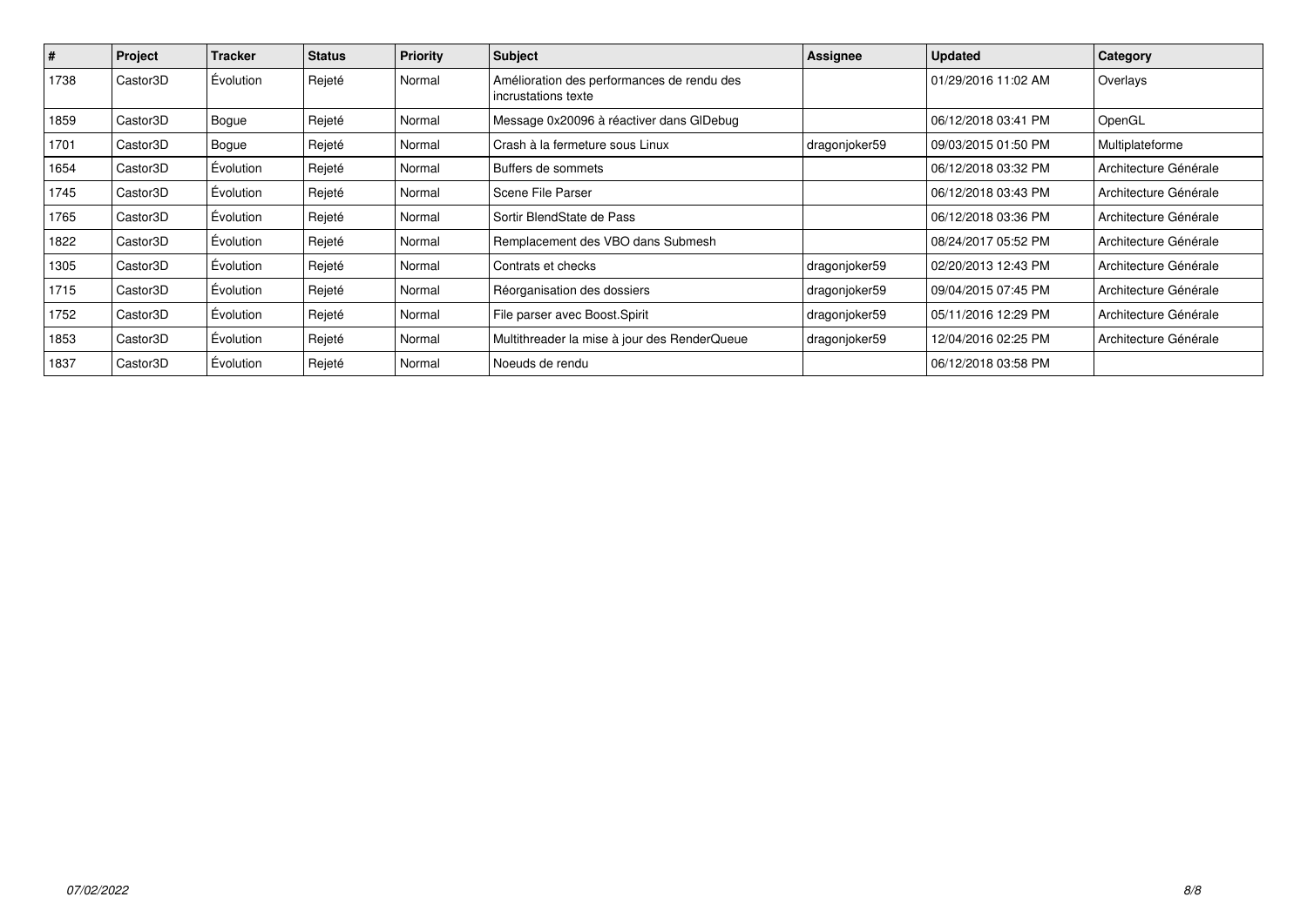| # | Project | Tracker | Status | Priority | Subject | Assignee | Updated | Category |
|---|---|---|---|---|---|---|---|---|
| 1738 | Castor3D | Évolution | Rejeté | Normal | Amélioration des performances de rendu des incrustations texte | | 01/29/2016 11:02 AM | Overlays |
| 1859 | Castor3D | Bogue | Rejeté | Normal | Message 0x20096 à réactiver dans GlDebug | | 06/12/2018 03:41 PM | OpenGL |
| 1701 | Castor3D | Bogue | Rejeté | Normal | Crash à la fermeture sous Linux | dragonjoker59 | 09/03/2015 01:50 PM | Multiplateforme |
| 1654 | Castor3D | Évolution | Rejeté | Normal | Buffers de sommets | | 06/12/2018 03:32 PM | Architecture Générale |
| 1745 | Castor3D | Évolution | Rejeté | Normal | Scene File Parser | | 06/12/2018 03:43 PM | Architecture Générale |
| 1765 | Castor3D | Évolution | Rejeté | Normal | Sortir BlendState de Pass | | 06/12/2018 03:36 PM | Architecture Générale |
| 1822 | Castor3D | Évolution | Rejeté | Normal | Remplacement des VBO dans Submesh | | 08/24/2017 05:52 PM | Architecture Générale |
| 1305 | Castor3D | Évolution | Rejeté | Normal | Contrats et checks | dragonjoker59 | 02/20/2013 12:43 PM | Architecture Générale |
| 1715 | Castor3D | Évolution | Rejeté | Normal | Réorganisation des dossiers | dragonjoker59 | 09/04/2015 07:45 PM | Architecture Générale |
| 1752 | Castor3D | Évolution | Rejeté | Normal | File parser avec Boost.Spirit | dragonjoker59 | 05/11/2016 12:29 PM | Architecture Générale |
| 1853 | Castor3D | Évolution | Rejeté | Normal | Multithreader la mise à jour des RenderQueue | dragonjoker59 | 12/04/2016 02:25 PM | Architecture Générale |
| 1837 | Castor3D | Évolution | Rejeté | Normal | Noeuds de rendu | | 06/12/2018 03:58 PM | |